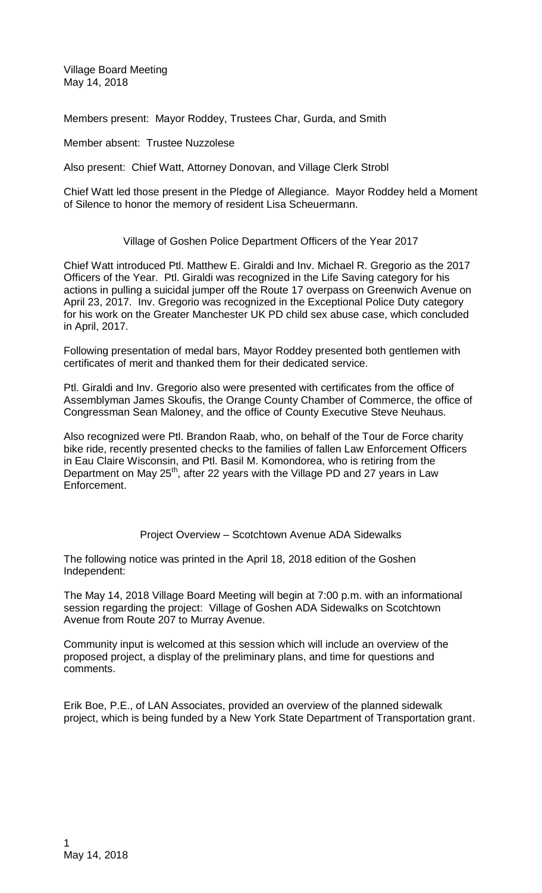Village Board Meeting
May 14, 2018

Members present: Mayor Roddey, Trustees Char, Gurda, and Smith

Member absent: Trustee Nuzzolese

Also present: Chief Watt, Attorney Donovan, and Village Clerk Strobl

Chief Watt led those present in the Pledge of Allegiance. Mayor Roddey held a Moment of Silence to honor the memory of resident Lisa Scheuermann.

## Village of Goshen Police Department Officers of the Year 2017

Chief Watt introduced Ptl. Matthew E. Giraldi and Inv. Michael R. Gregorio as the 2017 Officers of the Year. Ptl. Giraldi was recognized in the Life Saving category for his actions in pulling a suicidal jumper off the Route 17 overpass on Greenwich Avenue on April 23, 2017. Inv. Gregorio was recognized in the Exceptional Police Duty category for his work on the Greater Manchester UK PD child sex abuse case, which concluded in April, 2017.

Following presentation of medal bars, Mayor Roddey presented both gentlemen with certificates of merit and thanked them for their dedicated service.

Ptl. Giraldi and Inv. Gregorio also were presented with certificates from the office of Assemblyman James Skoufis, the Orange County Chamber of Commerce, the office of Congressman Sean Maloney, and the office of County Executive Steve Neuhaus.

Also recognized were Ptl. Brandon Raab, who, on behalf of the Tour de Force charity bike ride, recently presented checks to the families of fallen Law Enforcement Officers in Eau Claire Wisconsin, and Ptl. Basil M. Komondorea, who is retiring from the Department on May 25th, after 22 years with the Village PD and 27 years in Law Enforcement.

## Project Overview – Scotchtown Avenue ADA Sidewalks

The following notice was printed in the April 18, 2018 edition of the Goshen Independent:

The May 14, 2018 Village Board Meeting will begin at 7:00 p.m. with an informational session regarding the project: Village of Goshen ADA Sidewalks on Scotchtown Avenue from Route 207 to Murray Avenue.

Community input is welcomed at this session which will include an overview of the proposed project, a display of the preliminary plans, and time for questions and comments.

Erik Boe, P.E., of LAN Associates, provided an overview of the planned sidewalk project, which is being funded by a New York State Department of Transportation grant.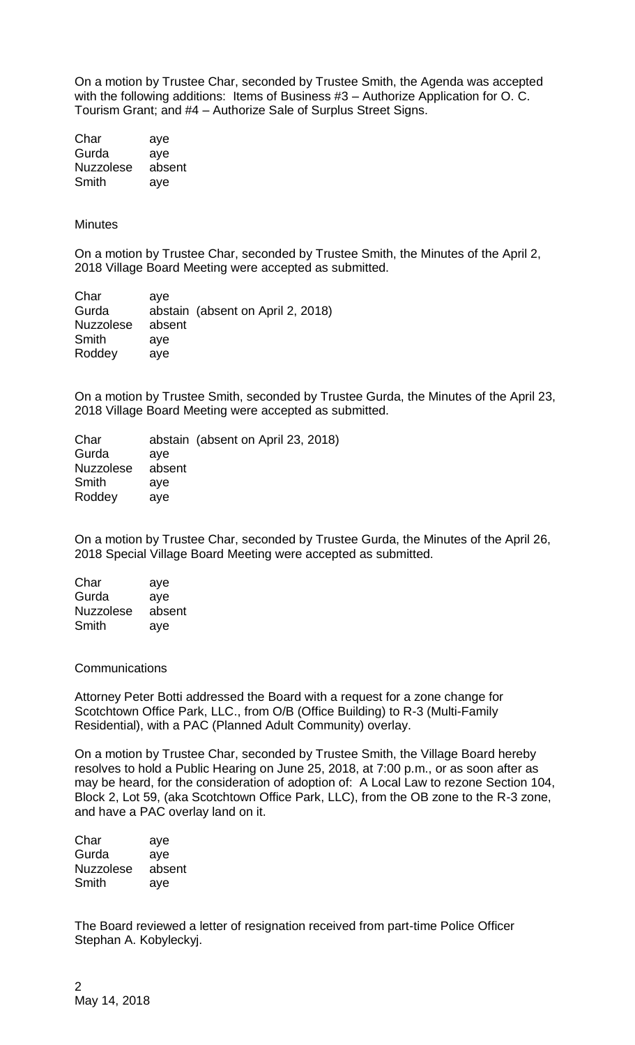On a motion by Trustee Char, seconded by Trustee Smith, the Agenda was accepted with the following additions: Items of Business #3 – Authorize Application for O. C. Tourism Grant; and #4 – Authorize Sale of Surplus Street Signs.

| | |
|---|---|
| Char | aye |
| Gurda | aye |
| Nuzzolese | absent |
| Smith | aye |

Minutes

On a motion by Trustee Char, seconded by Trustee Smith, the Minutes of the April 2, 2018 Village Board Meeting were accepted as submitted.

| | |
|---|---|
| Char | aye |
| Gurda | abstain (absent on April 2, 2018) |
| Nuzzolese | absent |
| Smith | aye |
| Roddey | aye |

On a motion by Trustee Smith, seconded by Trustee Gurda, the Minutes of the April 23, 2018 Village Board Meeting were accepted as submitted.

| | |
|---|---|
| Char | abstain (absent on April 23, 2018) |
| Gurda | aye |
| Nuzzolese | absent |
| Smith | aye |
| Roddey | aye |

On a motion by Trustee Char, seconded by Trustee Gurda, the Minutes of the April 26, 2018 Special Village Board Meeting were accepted as submitted.

| | |
|---|---|
| Char | aye |
| Gurda | aye |
| Nuzzolese | absent |
| Smith | aye |

Communications

Attorney Peter Botti addressed the Board with a request for a zone change for Scotchtown Office Park, LLC., from O/B (Office Building) to R-3 (Multi-Family Residential), with a PAC (Planned Adult Community) overlay.

On a motion by Trustee Char, seconded by Trustee Smith, the Village Board hereby resolves to hold a Public Hearing on June 25, 2018, at 7:00 p.m., or as soon after as may be heard, for the consideration of adoption of: A Local Law to rezone Section 104, Block 2, Lot 59, (aka Scotchtown Office Park, LLC), from the OB zone to the R-3 zone, and have a PAC overlay land on it.

| | |
|---|---|
| Char | aye |
| Gurda | aye |
| Nuzzolese | absent |
| Smith | aye |

The Board reviewed a letter of resignation received from part-time Police Officer Stephan A. Kobyleckyj.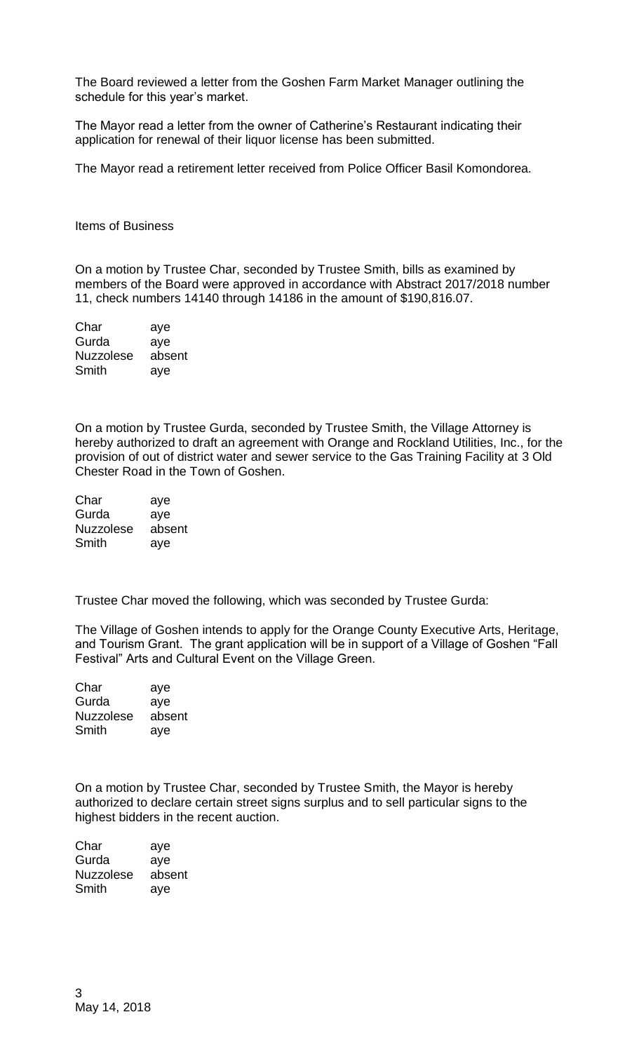The Board reviewed a letter from the Goshen Farm Market Manager outlining the schedule for this year's market.

The Mayor read a letter from the owner of Catherine's Restaurant indicating their application for renewal of their liquor license has been submitted.

The Mayor read a retirement letter received from Police Officer Basil Komondorea.

Items of Business

On a motion by Trustee Char, seconded by Trustee Smith, bills as examined by members of the Board were approved in accordance with Abstract 2017/2018 number 11, check numbers 14140 through 14186 in the amount of $190,816.07.

| | |
|---|---|
| Char | aye |
| Gurda | aye |
| Nuzzolese | absent |
| Smith | aye |

On a motion by Trustee Gurda, seconded by Trustee Smith, the Village Attorney is hereby authorized to draft an agreement with Orange and Rockland Utilities, Inc., for the provision of out of district water and sewer service to the Gas Training Facility at 3 Old Chester Road in the Town of Goshen.

| | |
|---|---|
| Char | aye |
| Gurda | aye |
| Nuzzolese | absent |
| Smith | aye |

Trustee Char moved the following, which was seconded by Trustee Gurda:

The Village of Goshen intends to apply for the Orange County Executive Arts, Heritage, and Tourism Grant. The grant application will be in support of a Village of Goshen "Fall Festival" Arts and Cultural Event on the Village Green.

| | |
|---|---|
| Char | aye |
| Gurda | aye |
| Nuzzolese | absent |
| Smith | aye |

On a motion by Trustee Char, seconded by Trustee Smith, the Mayor is hereby authorized to declare certain street signs surplus and to sell particular signs to the highest bidders in the recent auction.

| | |
|---|---|
| Char | aye |
| Gurda | aye |
| Nuzzolese | absent |
| Smith | aye |

May 14, 2018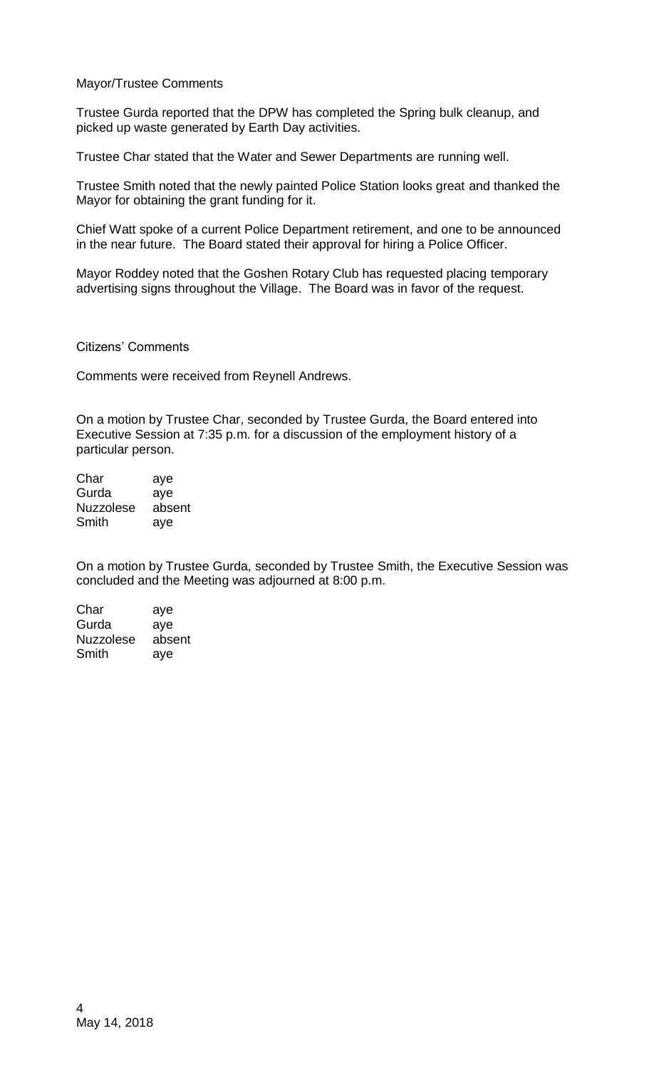## Mayor/Trustee Comments

Trustee Gurda reported that the DPW has completed the Spring bulk cleanup, and picked up waste generated by Earth Day activities.

Trustee Char stated that the Water and Sewer Departments are running well.

Trustee Smith noted that the newly painted Police Station looks great and thanked the Mayor for obtaining the grant funding for it.

Chief Watt spoke of a current Police Department retirement, and one to be announced in the near future. The Board stated their approval for hiring a Police Officer.

Mayor Roddey noted that the Goshen Rotary Club has requested placing temporary advertising signs throughout the Village. The Board was in favor of the request.

## Citizens' Comments

Comments were received from Reynell Andrews.

On a motion by Trustee Char, seconded by Trustee Gurda, the Board entered into Executive Session at 7:35 p.m. for a discussion of the employment history of a particular person.

| | |
|---|---|
| Char | aye |
| Gurda | aye |
| Nuzzolese | absent |
| Smith | aye |

On a motion by Trustee Gurda, seconded by Trustee Smith, the Executive Session was concluded and the Meeting was adjourned at 8:00 p.m.

| | |
|---|---|
| Char | aye |
| Gurda | aye |
| Nuzzolese | absent |
| Smith | aye |

May 14, 2018